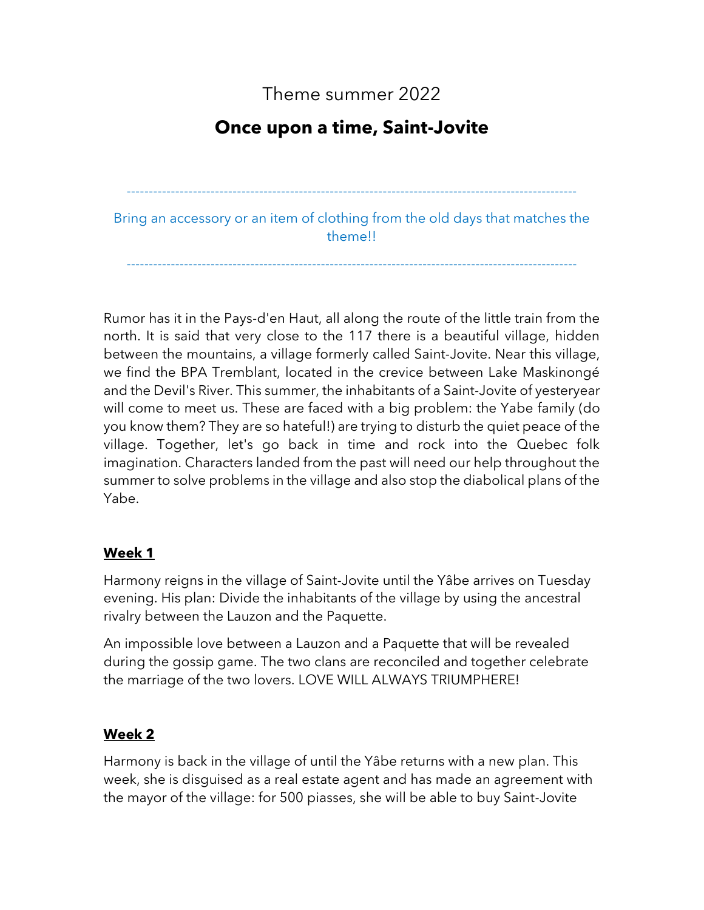# Theme summer 2022

## Once upon a time, Saint-Jovite

---

Bring an accessory or an item of clothing from the old days that matches the theme!!

---

Rumor has it in the Pays-d'en Haut, all along the route of the little train from the north. It is said that very close to the 117 there is a beautiful village, hidden between the mountains, a village formerly called Saint-Jovite. Near this village, we find the BPA Tremblant, located in the crevice between Lake Maskinongé and the Devil's River. This summer, the inhabitants of a Saint-Jovite of yesteryear will come to meet us. These are faced with a big problem: the Yabe family (do you know them? They are so hateful!) are trying to disturb the quiet peace of the village. Together, let's go back in time and rock into the Quebec folk imagination. Characters landed from the past will need our help throughout the summer to solve problems in the village and also stop the diabolical plans of the Yabe.

### Week 1

Harmony reigns in the village of Saint-Jovite until the Yâbe arrives on Tuesday evening. His plan: Divide the inhabitants of the village by using the ancestral rivalry between the Lauzon and the Paquette.

An impossible love between a Lauzon and a Paquette that will be revealed during the gossip game. The two clans are reconciled and together celebrate the marriage of the two lovers. LOVE WILL ALWAYS TRIUMPHERE!

### Week 2

Harmony is back in the village of until the Yâbe returns with a new plan. This week, she is disguised as a real estate agent and has made an agreement with the mayor of the village: for 500 piasses, she will be able to buy Saint-Jovite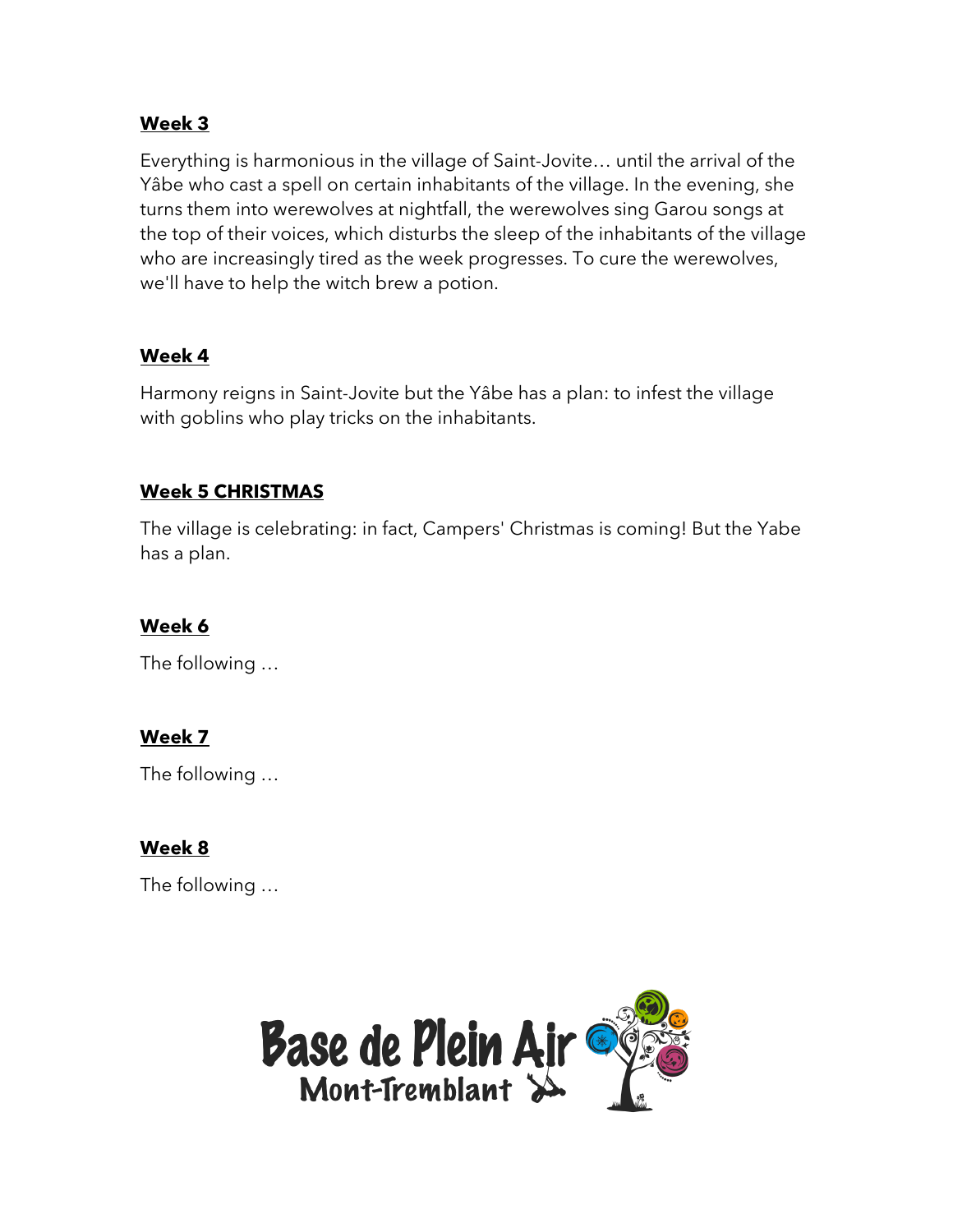**Week 3**

Everything is harmonious in the village of Saint-Jovite… until the arrival of the Yâbe who cast a spell on certain inhabitants of the village. In the evening, she turns them into werewolves at nightfall, the werewolves sing Garou songs at the top of their voices, which disturbs the sleep of the inhabitants of the village who are increasingly tired as the week progresses. To cure the werewolves, we'll have to help the witch brew a potion.

**Week 4**

Harmony reigns in Saint-Jovite but the Yâbe has a plan: to infest the village with goblins who play tricks on the inhabitants.

**Week 5 CHRISTMAS**

The village is celebrating: in fact, Campers' Christmas is coming! But the Yabe has a plan.

**Week 6**

The following …

**Week 7**

The following …

**Week 8**

The following …

Base de Plein Air
Mont-Tremblant